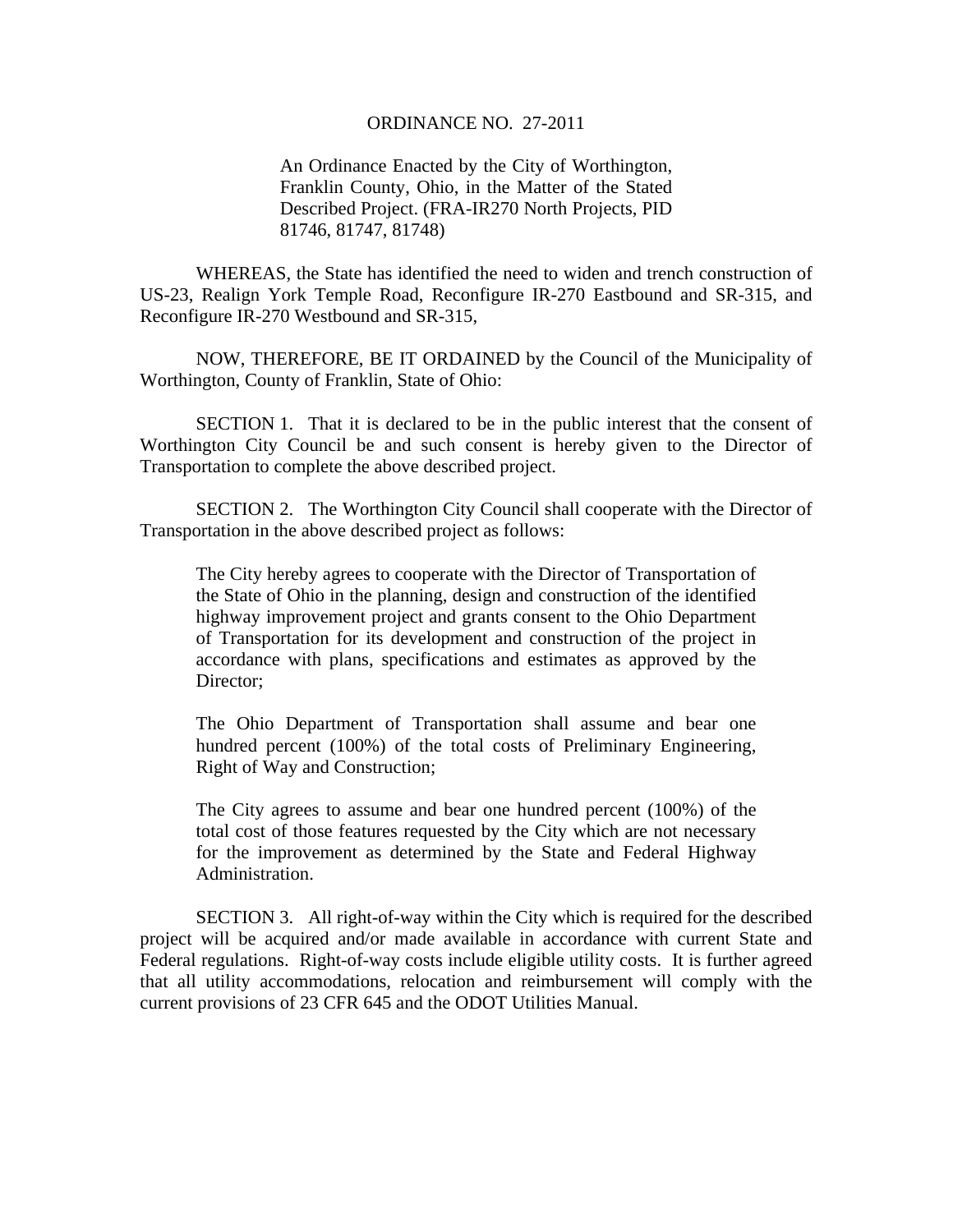# ORDINANCE NO. 27-2011

An Ordinance Enacted by the City of Worthington, Franklin County, Ohio, in the Matter of the Stated Described Project. (FRA-IR270 North Projects, PID 81746, 81747, 81748)

WHEREAS, the State has identified the need to widen and trench construction of US-23, Realign York Temple Road, Reconfigure IR-270 Eastbound and SR-315, and Reconfigure IR-270 Westbound and SR-315,

NOW, THEREFORE, BE IT ORDAINED by the Council of the Municipality of Worthington, County of Franklin, State of Ohio:

SECTION 1. That it is declared to be in the public interest that the consent of Worthington City Council be and such consent is hereby given to the Director of Transportation to complete the above described project.

SECTION 2. The Worthington City Council shall cooperate with the Director of Transportation in the above described project as follows:

> The City hereby agrees to cooperate with the Director of Transportation of the State of Ohio in the planning, design and construction of the identified highway improvement project and grants consent to the Ohio Department of Transportation for its development and construction of the project in accordance with plans, specifications and estimates as approved by the Director;
>
> The Ohio Department of Transportation shall assume and bear one hundred percent (100%) of the total costs of Preliminary Engineering, Right of Way and Construction;
>
> The City agrees to assume and bear one hundred percent (100%) of the total cost of those features requested by the City which are not necessary for the improvement as determined by the State and Federal Highway Administration.

SECTION 3. All right-of-way within the City which is required for the described project will be acquired and/or made available in accordance with current State and Federal regulations. Right-of-way costs include eligible utility costs. It is further agreed that all utility accommodations, relocation and reimbursement will comply with the current provisions of 23 CFR 645 and the ODOT Utilities Manual.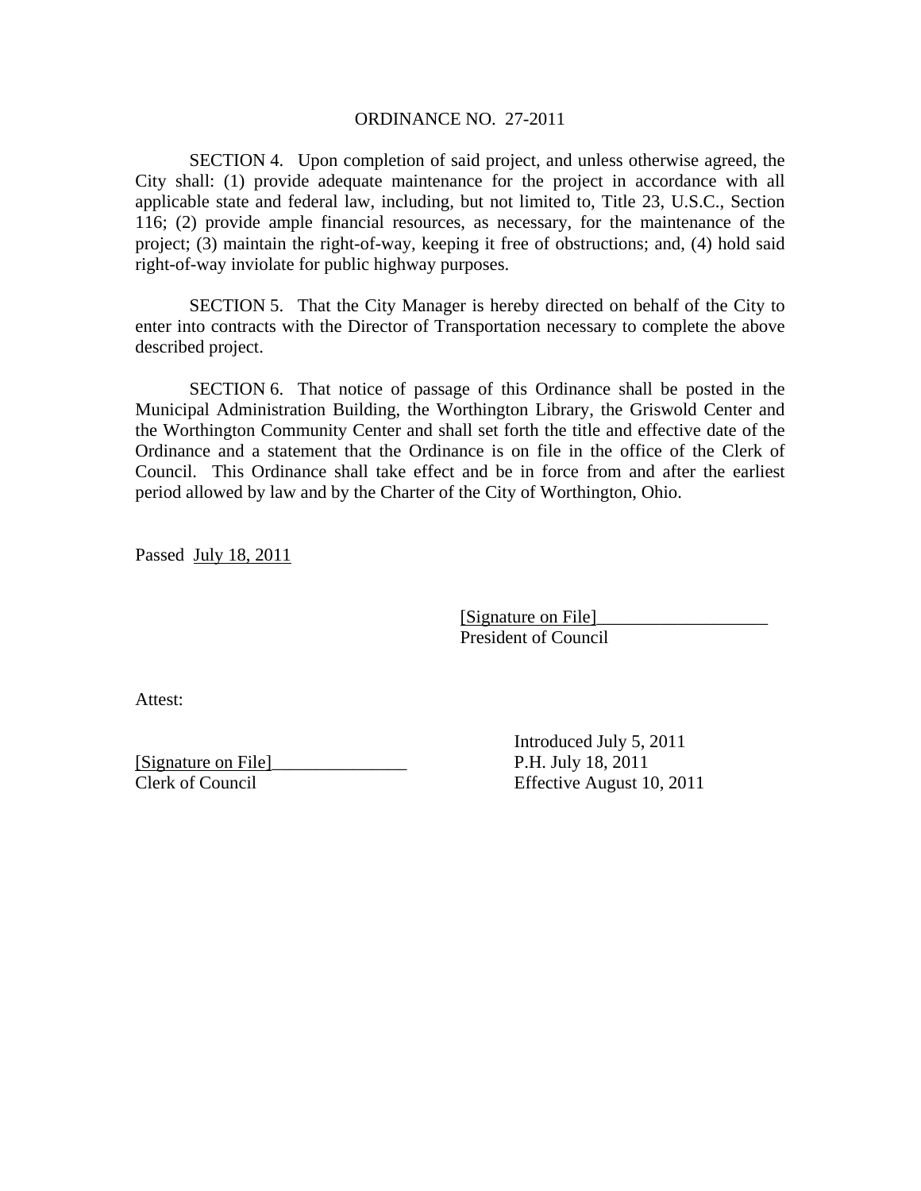ORDINANCE NO. 27-2011

SECTION 4. Upon completion of said project, and unless otherwise agreed, the City shall: (1) provide adequate maintenance for the project in accordance with all applicable state and federal law, including, but not limited to, Title 23, U.S.C., Section 116; (2) provide ample financial resources, as necessary, for the maintenance of the project; (3) maintain the right-of-way, keeping it free of obstructions; and, (4) hold said right-of-way inviolate for public highway purposes.

SECTION 5. That the City Manager is hereby directed on behalf of the City to enter into contracts with the Director of Transportation necessary to complete the above described project.

SECTION 6. That notice of passage of this Ordinance shall be posted in the Municipal Administration Building, the Worthington Library, the Griswold Center and the Worthington Community Center and shall set forth the title and effective date of the Ordinance and a statement that the Ordinance is on file in the office of the Clerk of Council. This Ordinance shall take effect and be in force from and after the earliest period allowed by law and by the Charter of the City of Worthington, Ohio.

Passed July 18, 2011

[Signature on File]___________________
President of Council

Attest:

[Signature on File]_______________
Clerk of Council

Introduced July 5, 2011
P.H. July 18, 2011
Effective August 10, 2011